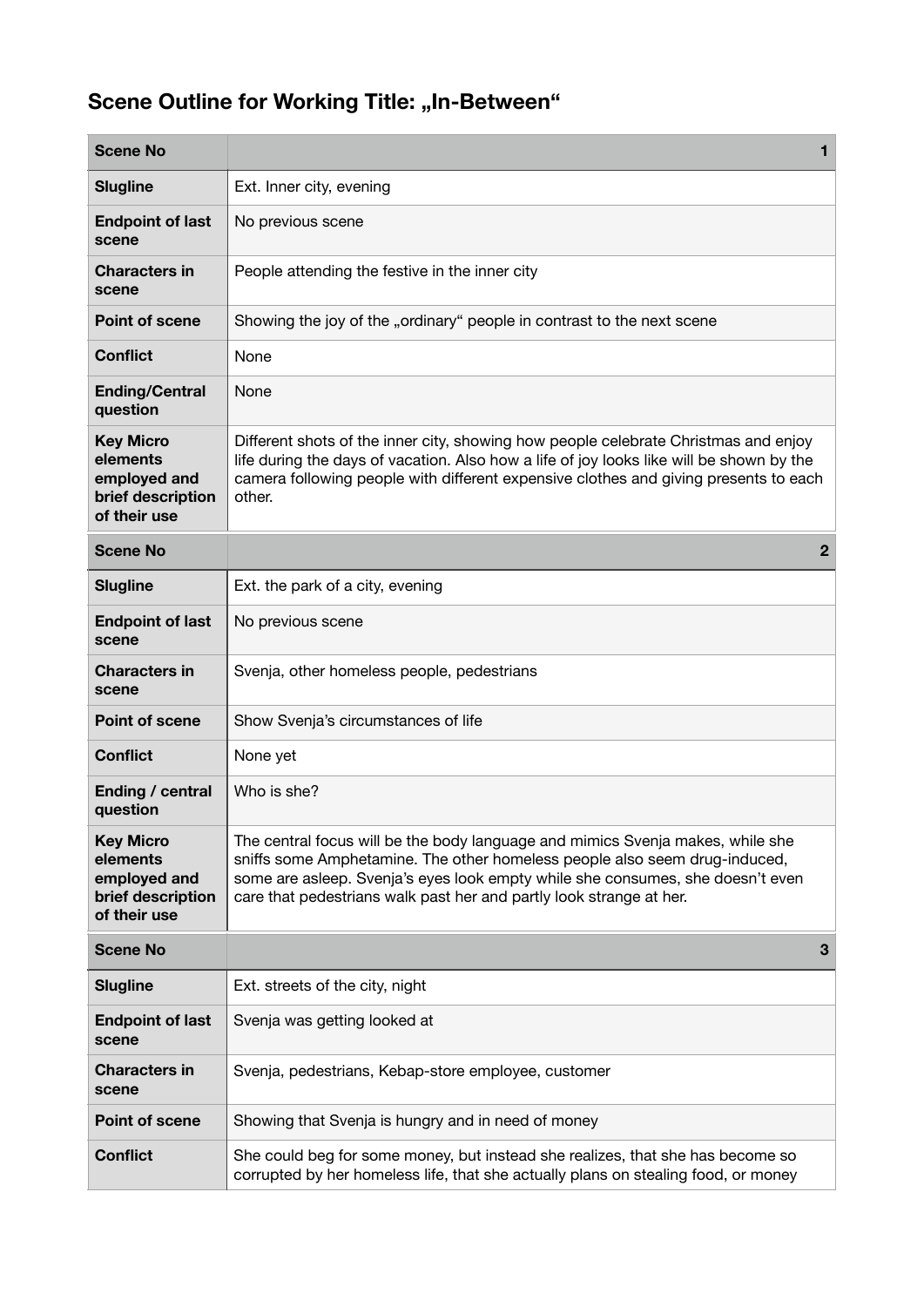## Scene Outline for Working Title: „In-Between“

| Scene No | 1 |
|---|---|
| Slugline | Ext. Inner city, evening |
| Endpoint of last scene | No previous scene |
| Characters in scene | People attending the festive in the inner city |
| Point of scene | Showing the joy of the „ordinary“ people in contrast to the next scene |
| Conflict | None |
| Ending/Central question | None |
| Key Micro elements employed and brief description of their use | Different shots of the inner city, showing how people celebrate Christmas and enjoy life during the days of vacation. Also how a life of joy looks like will be shown by the camera following people with different expensive clothes and giving presents to each other. |

| Scene No | 2 |
|---|---|
| Slugline | Ext. the park of a city, evening |
| Endpoint of last scene | No previous scene |
| Characters in scene | Svenja, other homeless people, pedestrians |
| Point of scene | Show Svenja's circumstances of life |
| Conflict | None yet |
| Ending / central question | Who is she? |
| Key Micro elements employed and brief description of their use | The central focus will be the body language and mimics Svenja makes, while she sniffs some Amphetamine. The other homeless people also seem drug-induced, some are asleep. Svenja's eyes look empty while she consumes, she doesn't even care that pedestrians walk past her and partly look strange at her. |

| Scene No | 3 |
|---|---|
| Slugline | Ext. streets of the city, night |
| Endpoint of last scene | Svenja was getting looked at |
| Characters in scene | Svenja, pedestrians, Kebap-store employee, customer |
| Point of scene | Showing that Svenja is hungry and in need of money |
| Conflict | She could beg for some money, but instead she realizes, that she has become so corrupted by her homeless life, that she actually plans on stealing food, or money |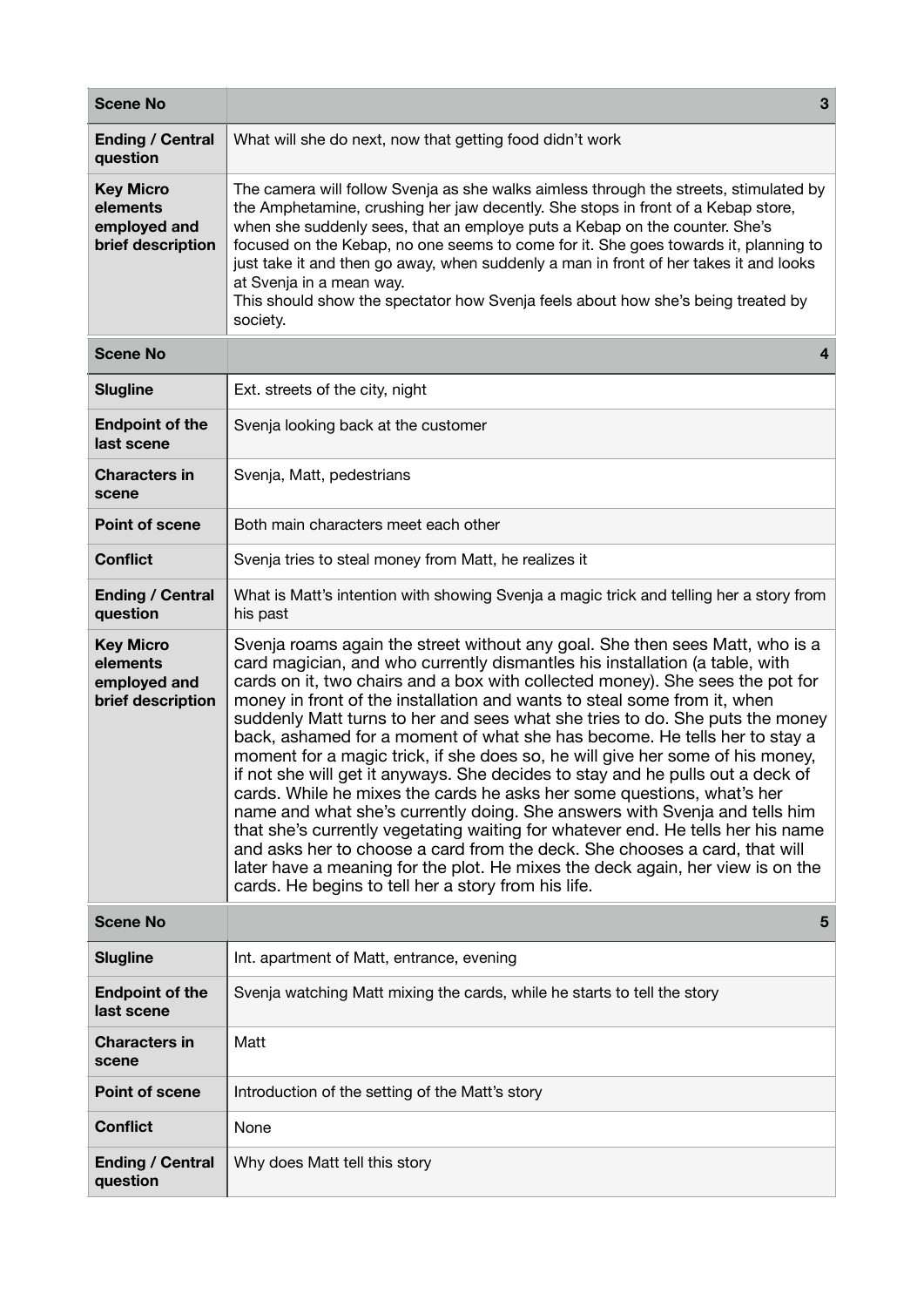| **Scene No** | **3** |
|---|---|
| **Ending / Central question** | What will she do next, now that getting food didn't work |
| **Key Micro elements employed and brief description** | The camera will follow Svenja as she walks aimless through the streets, stimulated by the Amphetamine, crushing her jaw decently. She stops in front of a Kebap store, when she suddenly sees, that an employe puts a Kebap on the counter. She's focused on the Kebap, no one seems to come for it. She goes towards it, planning to just take it and then go away, when suddenly a man in front of her takes it and looks at Svenja in a mean way.<br>This should show the spectator how Svenja feels about how she's being treated by society. |

| **Scene No** | **4** |
|---|---|
| **Slugline** | Ext. streets of the city, night |
| **Endpoint of the last scene** | Svenja looking back at the customer |
| **Characters in scene** | Svenja, Matt, pedestrians |
| **Point of scene** | Both main characters meet each other |
| **Conflict** | Svenja tries to steal money from Matt, he realizes it |
| **Ending / Central question** | What is Matt's intention with showing Svenja a magic trick and telling her a story from his past |
| **Key Micro elements employed and brief description** | Svenja roams again the street without any goal. She then sees Matt, who is a card magician, and who currently dismantles his installation (a table, with cards on it, two chairs and a box with collected money). She sees the pot for money in front of the installation and wants to steal some from it, when suddenly Matt turns to her and sees what she tries to do. She puts the money back, ashamed for a moment of what she has become. He tells her to stay a moment for a magic trick, if she does so, he will give her some of his money, if not she will get it anyways. She decides to stay and he pulls out a deck of cards. While he mixes the cards he asks her some questions, what's her name and what she's currently doing. She answers with Svenja and tells him that she's currently vegetating waiting for whatever end. He tells her his name and asks her to choose a card from the deck. She chooses a card, that will later have a meaning for the plot. He mixes the deck again, her view is on the cards. He begins to tell her a story from his life. |

| **Scene No** | **5** |
|---|---|
| **Slugline** | Int. apartment of Matt, entrance, evening |
| **Endpoint of the last scene** | Svenja watching Matt mixing the cards, while he starts to tell the story |
| **Characters in scene** | Matt |
| **Point of scene** | Introduction of the setting of the Matt's story |
| **Conflict** | None |
| **Ending / Central question** | Why does Matt tell this story |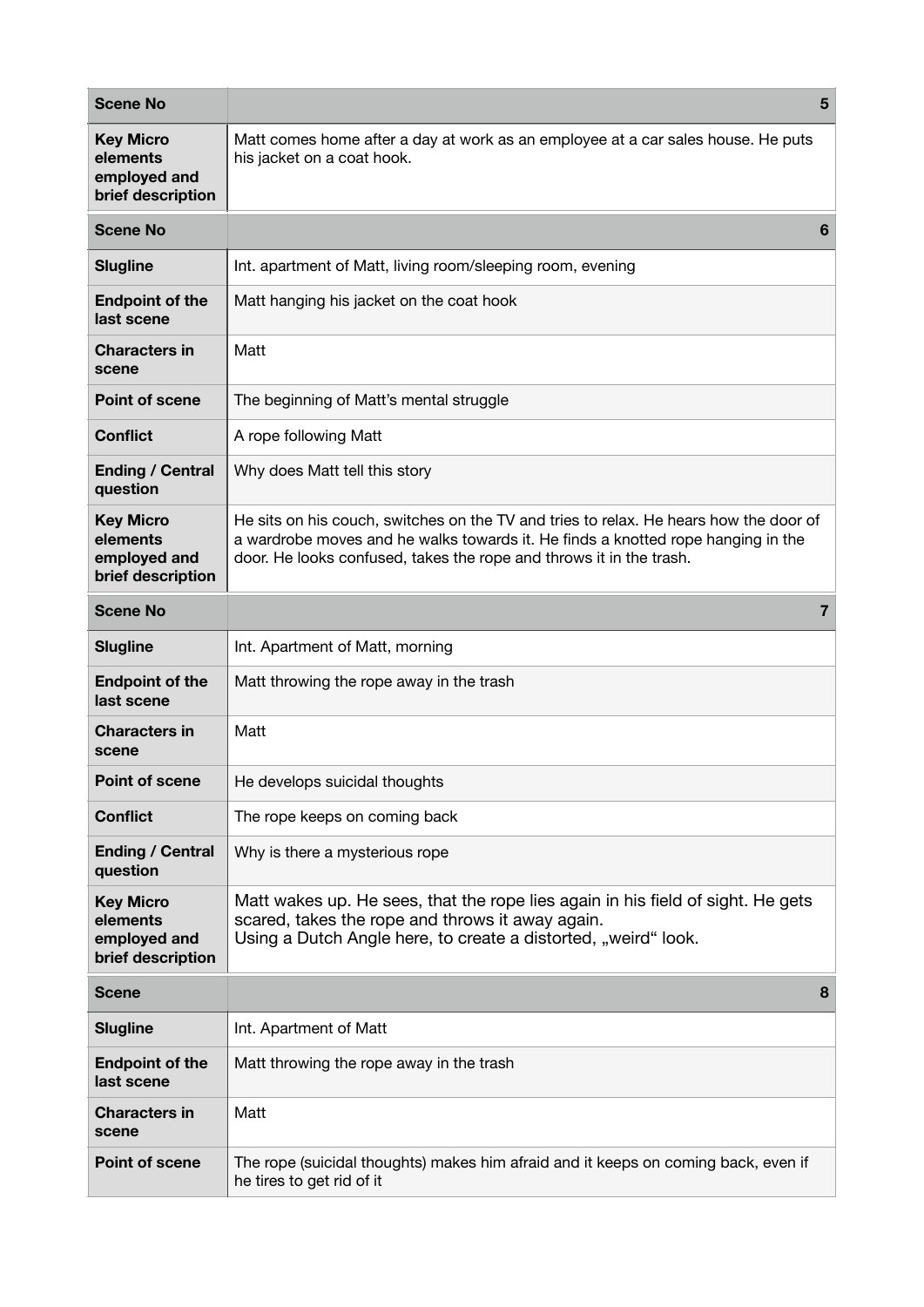| **Scene No** | **5** |
|---|---|
| **Key Micro elements employed and brief description** | Matt comes home after a day at work as an employee at a car sales house. He puts his jacket on a coat hook. |

| **Scene No** | **6** |
|---|---|
| **Slugline** | Int. apartment of Matt, living room/sleeping room, evening |
| **Endpoint of the last scene** | Matt hanging his jacket on the coat hook |
| **Characters in scene** | Matt |
| **Point of scene** | The beginning of Matt's mental struggle |
| **Conflict** | A rope following Matt |
| **Ending / Central question** | Why does Matt tell this story |
| **Key Micro elements employed and brief description** | He sits on his couch, switches on the TV and tries to relax. He hears how the door of a wardrobe moves and he walks towards it. He finds a knotted rope hanging in the door. He looks confused, takes the rope and throws it in the trash. |

| **Scene No** | **7** |
|---|---|
| **Slugline** | Int. Apartment of Matt, morning |
| **Endpoint of the last scene** | Matt throwing the rope away in the trash |
| **Characters in scene** | Matt |
| **Point of scene** | He develops suicidal thoughts |
| **Conflict** | The rope keeps on coming back |
| **Ending / Central question** | Why is there a mysterious rope |
| **Key Micro elements employed and brief description** | Matt wakes up. He sees, that the rope lies again in his field of sight. He gets scared, takes the rope and throws it away again.<br>Using a Dutch Angle here, to create a distorted, „weird" look. |

| **Scene** | **8** |
|---|---|
| **Slugline** | Int. Apartment of Matt |
| **Endpoint of the last scene** | Matt throwing the rope away in the trash |
| **Characters in scene** | Matt |
| **Point of scene** | The rope (suicidal thoughts) makes him afraid and it keeps on coming back, even if he tires to get rid of it |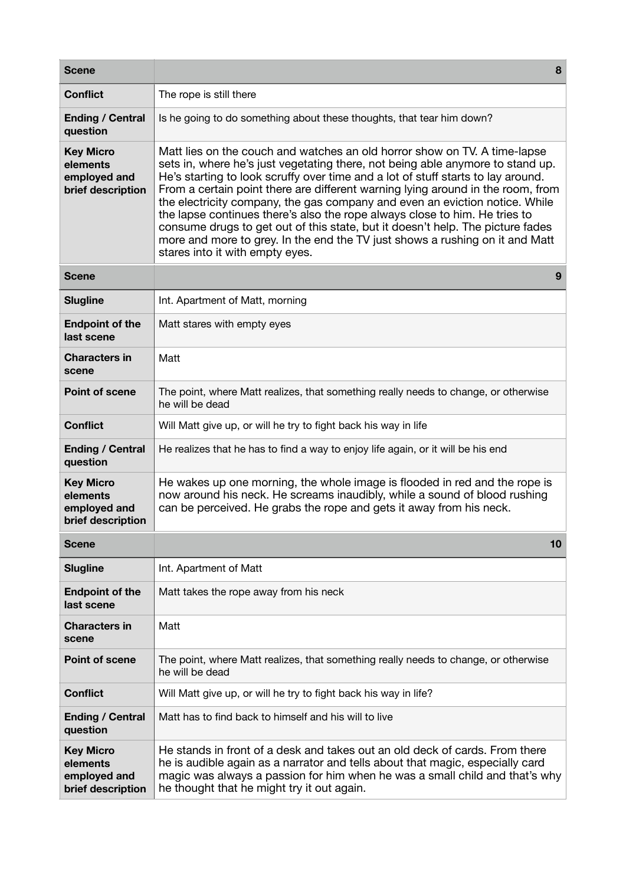| Scene | 8 |
|---|---|
| **Conflict** | The rope is still there |
| **Ending / Central question** | Is he going to do something about these thoughts, that tear him down? |
| **Key Micro elements employed and brief description** | Matt lies on the couch and watches an old horror show on TV. A time-lapse sets in, where he's just vegetating there, not being able anymore to stand up. He's starting to look scruffy over time and a lot of stuff starts to lay around. From a certain point there are different warning lying around in the room, from the electricity company, the gas company and even an eviction notice. While the lapse continues there's also the rope always close to him. He tries to consume drugs to get out of this state, but it doesn't help. The picture fades more and more to grey. In the end the TV just shows a rushing on it and Matt stares into it with empty eyes. |

| Scene | 9 |
|---|---|
| **Slugline** | Int. Apartment of Matt, morning |
| **Endpoint of the last scene** | Matt stares with empty eyes |
| **Characters in scene** | Matt |
| **Point of scene** | The point, where Matt realizes, that something really needs to change, or otherwise he will be dead |
| **Conflict** | Will Matt give up, or will he try to fight back his way in life |
| **Ending / Central question** | He realizes that he has to find a way to enjoy life again, or it will be his end |
| **Key Micro elements employed and brief description** | He wakes up one morning, the whole image is flooded in red and the rope is now around his neck. He screams inaudibly, while a sound of blood rushing can be perceived. He grabs the rope and gets it away from his neck. |

| Scene | 10 |
|---|---|
| **Slugline** | Int. Apartment of Matt |
| **Endpoint of the last scene** | Matt takes the rope away from his neck |
| **Characters in scene** | Matt |
| **Point of scene** | The point, where Matt realizes, that something really needs to change, or otherwise he will be dead |
| **Conflict** | Will Matt give up, or will he try to fight back his way in life? |
| **Ending / Central question** | Matt has to find back to himself and his will to live |
| **Key Micro elements employed and brief description** | He stands in front of a desk and takes out an old deck of cards. From there he is audible again as a narrator and tells about that magic, especially card magic was always a passion for him when he was a small child and that's why he thought that he might try it out again. |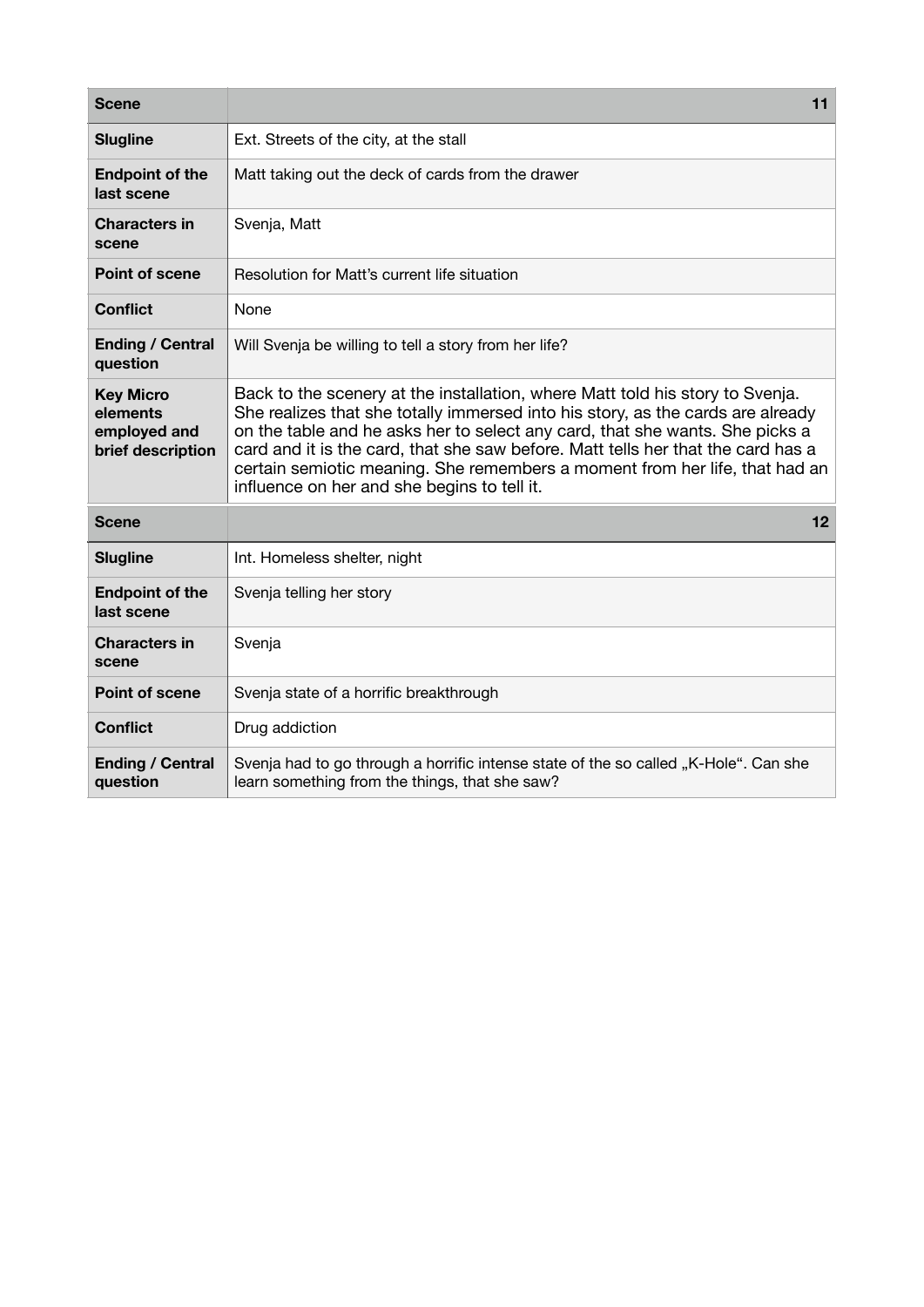| Scene | 11 |
| --- | --- |
| **Slugline** | Ext. Streets of the city, at the stall |
| **Endpoint of the last scene** | Matt taking out the deck of cards from the drawer |
| **Characters in scene** | Svenja, Matt |
| **Point of scene** | Resolution for Matt's current life situation |
| **Conflict** | None |
| **Ending / Central question** | Will Svenja be willing to tell a story from her life? |
| **Key Micro elements employed and brief description** | Back to the scenery at the installation, where Matt told his story to Svenja. She realizes that she totally immersed into his story, as the cards are already on the table and he asks her to select any card, that she wants. She picks a card and it is the card, that she saw before. Matt tells her that the card has a certain semiotic meaning. She remembers a moment from her life, that had an influence on her and she begins to tell it. |

| Scene | 12 |
| --- | --- |
| **Slugline** | Int. Homeless shelter, night |
| **Endpoint of the last scene** | Svenja telling her story |
| **Characters in scene** | Svenja |
| **Point of scene** | Svenja state of a horrific breakthrough |
| **Conflict** | Drug addiction |
| **Ending / Central question** | Svenja had to go through a horrific intense state of the so called „K-Hole". Can she learn something from the things, that she saw? |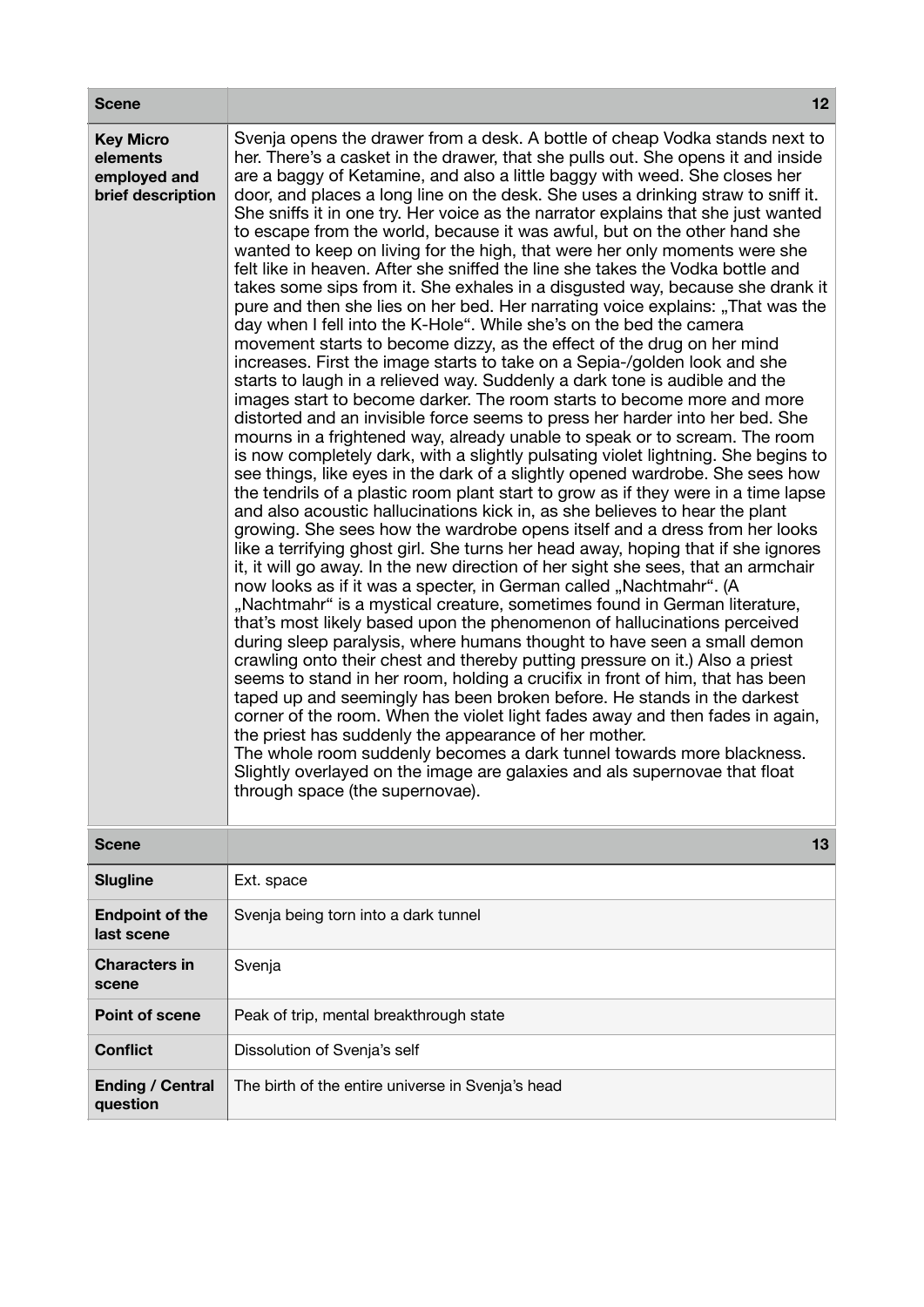| **Scene** | **12** |
|---|---|
| **Key Micro elements employed and brief description** | Svenja opens the drawer from a desk. A bottle of cheap Vodka stands next to her. There's a casket in the drawer, that she pulls out. She opens it and inside are a baggy of Ketamine, and also a little baggy with weed. She closes her door, and places a long line on the desk. She uses a drinking straw to sniff it. She sniffs it in one try. Her voice as the narrator explains that she just wanted to escape from the world, because it was awful, but on the other hand she wanted to keep on living for the high, that were her only moments were she felt like in heaven. After she sniffed the line she takes the Vodka bottle and takes some sips from it. She exhales in a disgusted way, because she drank it pure and then she lies on her bed. Her narrating voice explains: „That was the day when I fell into the K-Hole". While she's on the bed the camera movement starts to become dizzy, as the effect of the drug on her mind increases. First the image starts to take on a Sepia-/golden look and she starts to laugh in a relieved way. Suddenly a dark tone is audible and the images start to become darker. The room starts to become more and more distorted and an invisible force seems to press her harder into her bed. She mourns in a frightened way, already unable to speak or to scream. The room is now completely dark, with a slightly pulsating violet lightning. She begins to see things, like eyes in the dark of a slightly opened wardrobe. She sees how the tendrils of a plastic room plant start to grow as if they were in a time lapse and also acoustic hallucinations kick in, as she believes to hear the plant growing. She sees how the wardrobe opens itself and a dress from her looks like a terrifying ghost girl. She turns her head away, hoping that if she ignores it, it will go away. In the new direction of her sight she sees, that an armchair now looks as if it was a specter, in German called „Nachtmahr". („Nachtmahr" is a mystical creature, sometimes found in German literature, that's most likely based upon the phenomenon of hallucinations perceived during sleep paralysis, where humans thought to have seen a small demon crawling onto their chest and thereby putting pressure on it.) Also a priest seems to stand in her room, holding a crucifix in front of him, that has been taped up and seemingly has been broken before. He stands in the darkest corner of the room. When the violet light fades away and then fades in again, the priest has suddenly the appearance of her mother.<br>The whole room suddenly becomes a dark tunnel towards more blackness. Slightly overlayed on the image are galaxies and als supernovae that float through space (the supernovae). |

| **Scene** | **13** |
|---|---|
| **Slugline** | Ext. space |
| **Endpoint of the last scene** | Svenja being torn into a dark tunnel |
| **Characters in scene** | Svenja |
| **Point of scene** | Peak of trip, mental breakthrough state |
| **Conflict** | Dissolution of Svenja's self |
| **Ending / Central question** | The birth of the entire universe in Svenja's head |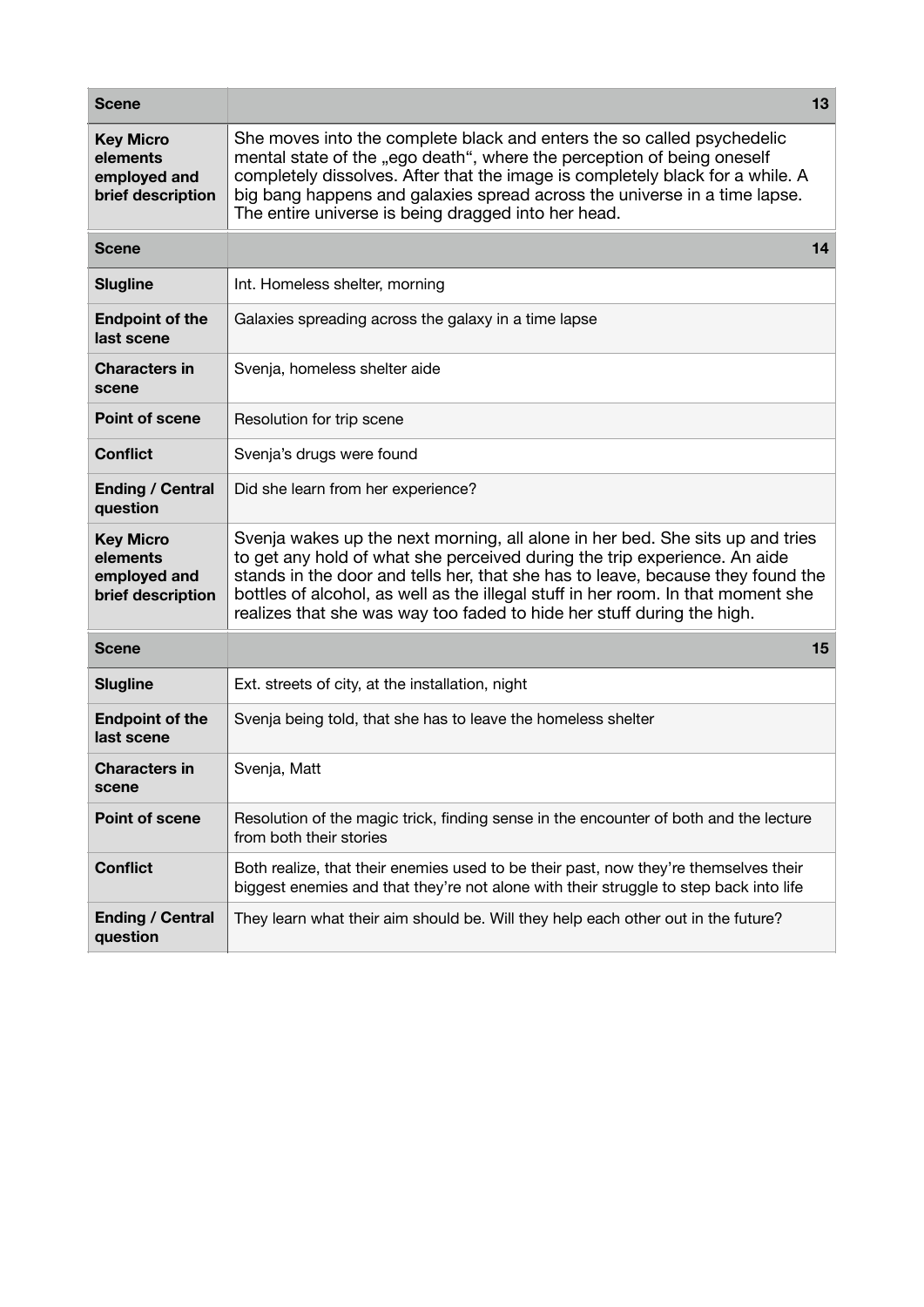| Scene | 13 |
|---|---|
| **Key Micro elements employed and brief description** | She moves into the complete black and enters the so called psychedelic mental state of the „ego death", where the perception of being oneself completely dissolves. After that the image is completely black for a while. A big bang happens and galaxies spread across the universe in a time lapse. The entire universe is being dragged into her head. |

| Scene | 14 |
|---|---|
| **Slugline** | Int. Homeless shelter, morning |
| **Endpoint of the last scene** | Galaxies spreading across the galaxy in a time lapse |
| **Characters in scene** | Svenja, homeless shelter aide |
| **Point of scene** | Resolution for trip scene |
| **Conflict** | Svenja's drugs were found |
| **Ending / Central question** | Did she learn from her experience? |
| **Key Micro elements employed and brief description** | Svenja wakes up the next morning, all alone in her bed. She sits up and tries to get any hold of what she perceived during the trip experience. An aide stands in the door and tells her, that she has to leave, because they found the bottles of alcohol, as well as the illegal stuff in her room. In that moment she realizes that she was way too faded to hide her stuff during the high. |

| Scene | 15 |
|---|---|
| **Slugline** | Ext. streets of city, at the installation, night |
| **Endpoint of the last scene** | Svenja being told, that she has to leave the homeless shelter |
| **Characters in scene** | Svenja, Matt |
| **Point of scene** | Resolution of the magic trick, finding sense in the encounter of both and the lecture from both their stories |
| **Conflict** | Both realize, that their enemies used to be their past, now they're themselves their biggest enemies and that they're not alone with their struggle to step back into life |
| **Ending / Central question** | They learn what their aim should be. Will they help each other out in the future? |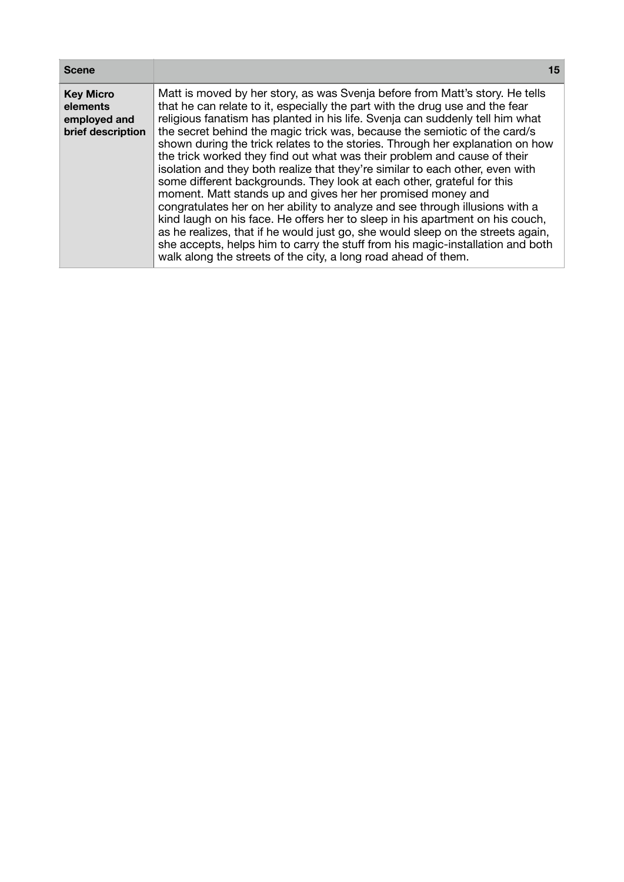| Scene | 15 |
| --- | --- |
| **Key Micro elements employed and brief description** | Matt is moved by her story, as was Svenja before from Matt's story. He tells that he can relate to it, especially the part with the drug use and the fear religious fanatism has planted in his life. Svenja can suddenly tell him what the secret behind the magic trick was, because the semiotic of the card/s shown during the trick relates to the stories. Through her explanation on how the trick worked they find out what was their problem and cause of their isolation and they both realize that they're similar to each other, even with some different backgrounds. They look at each other, grateful for this moment. Matt stands up and gives her her promised money and congratulates her on her ability to analyze and see through illusions with a kind laugh on his face. He offers her to sleep in his apartment on his couch, as he realizes, that if he would just go, she would sleep on the streets again, she accepts, helps him to carry the stuff from his magic-installation and both walk along the streets of the city, a long road ahead of them. |